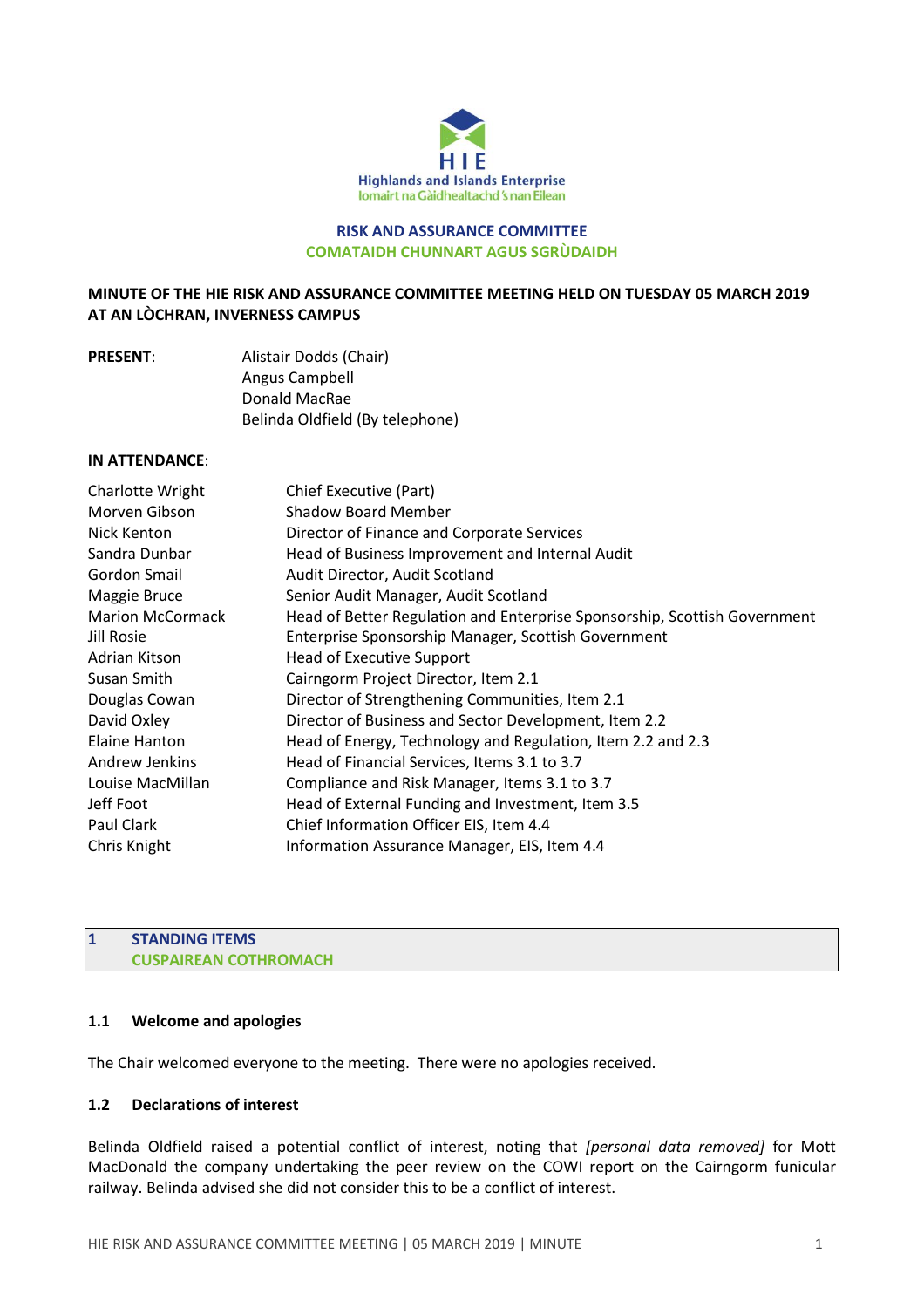Highlands and Islands Enterprise
Iomairt na Gàidhealtachd 's nan Eilean

**RISK AND ASSURANCE COMMITTEE**
**COMATAIDH CHUNNART AGUS SGRÙDAIDH**

**MINUTE OF THE HIE RISK AND ASSURANCE COMMITTEE MEETING HELD ON TUESDAY 05 MARCH 2019 AT AN LÒCHRAN, INVERNESS CAMPUS**

**PRESENT**:

Alistair Dodds (Chair)
Angus Campbell
Donald MacRae
Belinda Oldfield (By telephone)

**IN ATTENDANCE**:

| | |
|---|---|
| Charlotte Wright | Chief Executive (Part) |
| Morven Gibson | Shadow Board Member |
| Nick Kenton | Director of Finance and Corporate Services |
| Sandra Dunbar | Head of Business Improvement and Internal Audit |
| Gordon Smail | Audit Director, Audit Scotland |
| Maggie Bruce | Senior Audit Manager, Audit Scotland |
| Marion McCormack | Head of Better Regulation and Enterprise Sponsorship, Scottish Government |
| Jill Rosie | Enterprise Sponsorship Manager, Scottish Government |
| Adrian Kitson | Head of Executive Support |
| Susan Smith | Cairngorm Project Director, Item 2.1 |
| Douglas Cowan | Director of Strengthening Communities, Item 2.1 |
| David Oxley | Director of Business and Sector Development, Item 2.2 |
| Elaine Hanton | Head of Energy, Technology and Regulation, Item 2.2 and 2.3 |
| Andrew Jenkins | Head of Financial Services, Items 3.1 to 3.7 |
| Louise MacMillan | Compliance and Risk Manager, Items 3.1 to 3.7 |
| Jeff Foot | Head of External Funding and Investment, Item 3.5 |
| Paul Clark | Chief Information Officer EIS, Item 4.4 |
| Chris Knight | Information Assurance Manager, EIS, Item 4.4 |

## 1 STANDING ITEMS
## CUSPAIREAN COTHROMACH

### 1.1 Welcome and apologies

The Chair welcomed everyone to the meeting. There were no apologies received.

### 1.2 Declarations of interest

Belinda Oldfield raised a potential conflict of interest, noting that *[personal data removed]* for Mott MacDonald the company undertaking the peer review on the COWI report on the Cairngorm funicular railway. Belinda advised she did not consider this to be a conflict of interest.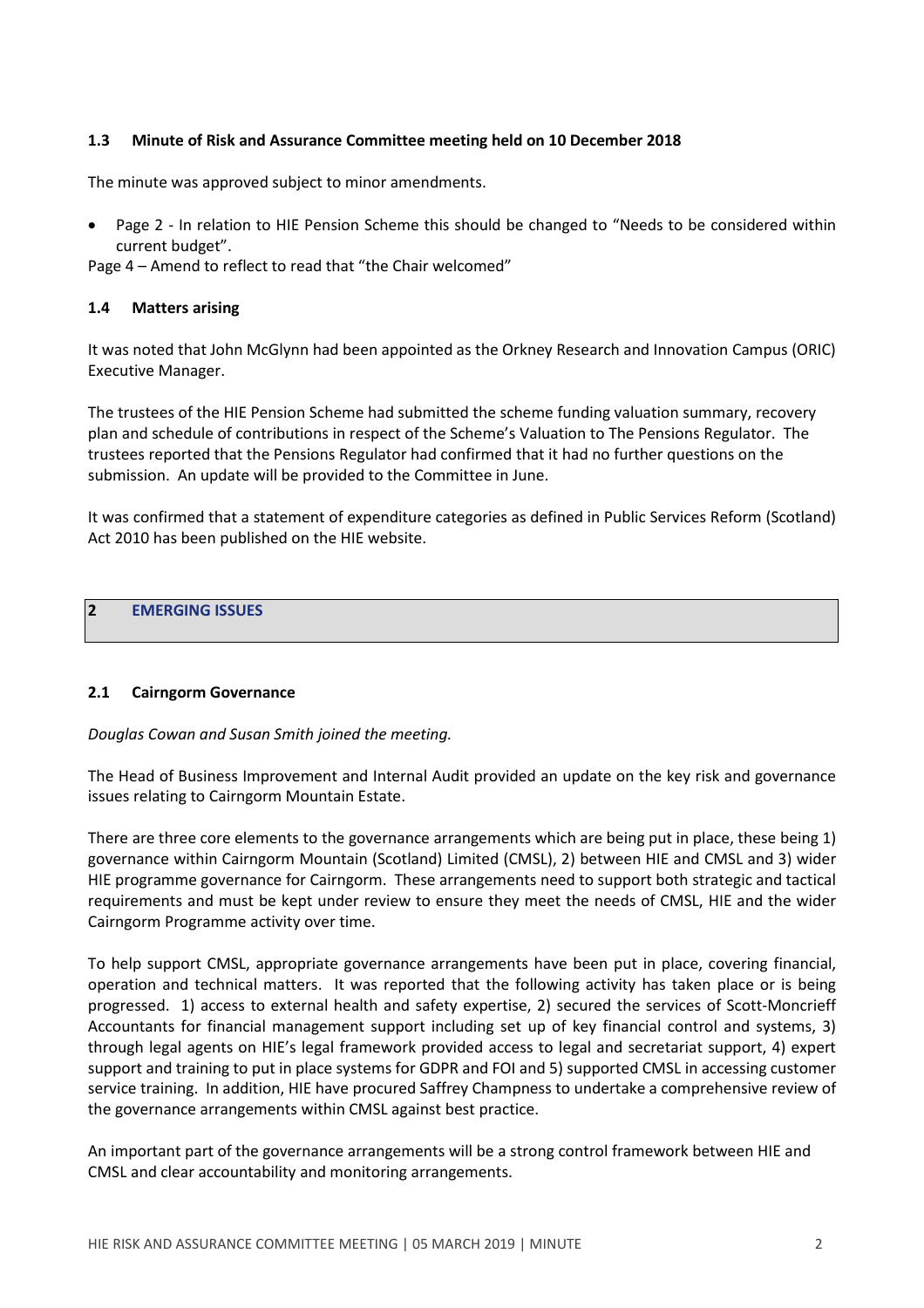### 1.3 Minute of Risk and Assurance Committee meeting held on 10 December 2018

The minute was approved subject to minor amendments.

- Page 2 - In relation to HIE Pension Scheme this should be changed to "Needs to be considered within current budget".

Page 4 – Amend to reflect to read that "the Chair welcomed"

### 1.4 Matters arising

It was noted that John McGlynn had been appointed as the Orkney Research and Innovation Campus (ORIC) Executive Manager.

The trustees of the HIE Pension Scheme had submitted the scheme funding valuation summary, recovery plan and schedule of contributions in respect of the Scheme's Valuation to The Pensions Regulator. The trustees reported that the Pensions Regulator had confirmed that it had no further questions on the submission. An update will be provided to the Committee in June.

It was confirmed that a statement of expenditure categories as defined in Public Services Reform (Scotland) Act 2010 has been published on the HIE website.

## 2 EMERGING ISSUES

### 2.1 Cairngorm Governance

*Douglas Cowan and Susan Smith joined the meeting.*

The Head of Business Improvement and Internal Audit provided an update on the key risk and governance issues relating to Cairngorm Mountain Estate.

There are three core elements to the governance arrangements which are being put in place, these being 1) governance within Cairngorm Mountain (Scotland) Limited (CMSL), 2) between HIE and CMSL and 3) wider HIE programme governance for Cairngorm. These arrangements need to support both strategic and tactical requirements and must be kept under review to ensure they meet the needs of CMSL, HIE and the wider Cairngorm Programme activity over time.

To help support CMSL, appropriate governance arrangements have been put in place, covering financial, operation and technical matters. It was reported that the following activity has taken place or is being progressed. 1) access to external health and safety expertise, 2) secured the services of Scott-Moncrieff Accountants for financial management support including set up of key financial control and systems, 3) through legal agents on HIE's legal framework provided access to legal and secretariat support, 4) expert support and training to put in place systems for GDPR and FOI and 5) supported CMSL in accessing customer service training. In addition, HIE have procured Saffrey Champness to undertake a comprehensive review of the governance arrangements within CMSL against best practice.

An important part of the governance arrangements will be a strong control framework between HIE and CMSL and clear accountability and monitoring arrangements.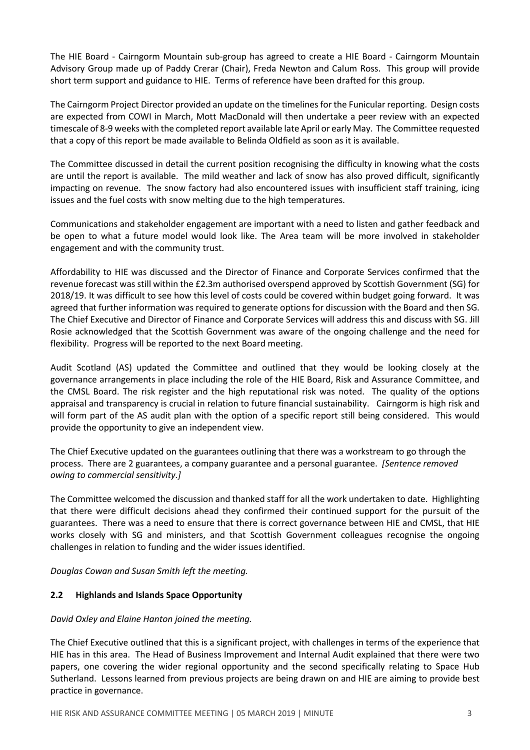The HIE Board - Cairngorm Mountain sub-group has agreed to create a HIE Board - Cairngorm Mountain Advisory Group made up of Paddy Crerar (Chair), Freda Newton and Calum Ross. This group will provide short term support and guidance to HIE. Terms of reference have been drafted for this group.

The Cairngorm Project Director provided an update on the timelines for the Funicular reporting. Design costs are expected from COWI in March, Mott MacDonald will then undertake a peer review with an expected timescale of 8-9 weeks with the completed report available late April or early May. The Committee requested that a copy of this report be made available to Belinda Oldfield as soon as it is available.

The Committee discussed in detail the current position recognising the difficulty in knowing what the costs are until the report is available. The mild weather and lack of snow has also proved difficult, significantly impacting on revenue. The snow factory had also encountered issues with insufficient staff training, icing issues and the fuel costs with snow melting due to the high temperatures.

Communications and stakeholder engagement are important with a need to listen and gather feedback and be open to what a future model would look like. The Area team will be more involved in stakeholder engagement and with the community trust.

Affordability to HIE was discussed and the Director of Finance and Corporate Services confirmed that the revenue forecast was still within the £2.3m authorised overspend approved by Scottish Government (SG) for 2018/19. It was difficult to see how this level of costs could be covered within budget going forward. It was agreed that further information was required to generate options for discussion with the Board and then SG. The Chief Executive and Director of Finance and Corporate Services will address this and discuss with SG. Jill Rosie acknowledged that the Scottish Government was aware of the ongoing challenge and the need for flexibility. Progress will be reported to the next Board meeting.

Audit Scotland (AS) updated the Committee and outlined that they would be looking closely at the governance arrangements in place including the role of the HIE Board, Risk and Assurance Committee, and the CMSL Board. The risk register and the high reputational risk was noted. The quality of the options appraisal and transparency is crucial in relation to future financial sustainability. Cairngorm is high risk and will form part of the AS audit plan with the option of a specific report still being considered. This would provide the opportunity to give an independent view.

The Chief Executive updated on the guarantees outlining that there was a workstream to go through the process. There are 2 guarantees, a company guarantee and a personal guarantee. *[Sentence removed owing to commercial sensitivity.]*

The Committee welcomed the discussion and thanked staff for all the work undertaken to date. Highlighting that there were difficult decisions ahead they confirmed their continued support for the pursuit of the guarantees. There was a need to ensure that there is correct governance between HIE and CMSL, that HIE works closely with SG and ministers, and that Scottish Government colleagues recognise the ongoing challenges in relation to funding and the wider issues identified.

*Douglas Cowan and Susan Smith left the meeting.*

### 2.2 Highlands and Islands Space Opportunity

*David Oxley and Elaine Hanton joined the meeting.*

The Chief Executive outlined that this is a significant project, with challenges in terms of the experience that HIE has in this area. The Head of Business Improvement and Internal Audit explained that there were two papers, one covering the wider regional opportunity and the second specifically relating to Space Hub Sutherland. Lessons learned from previous projects are being drawn on and HIE are aiming to provide best practice in governance.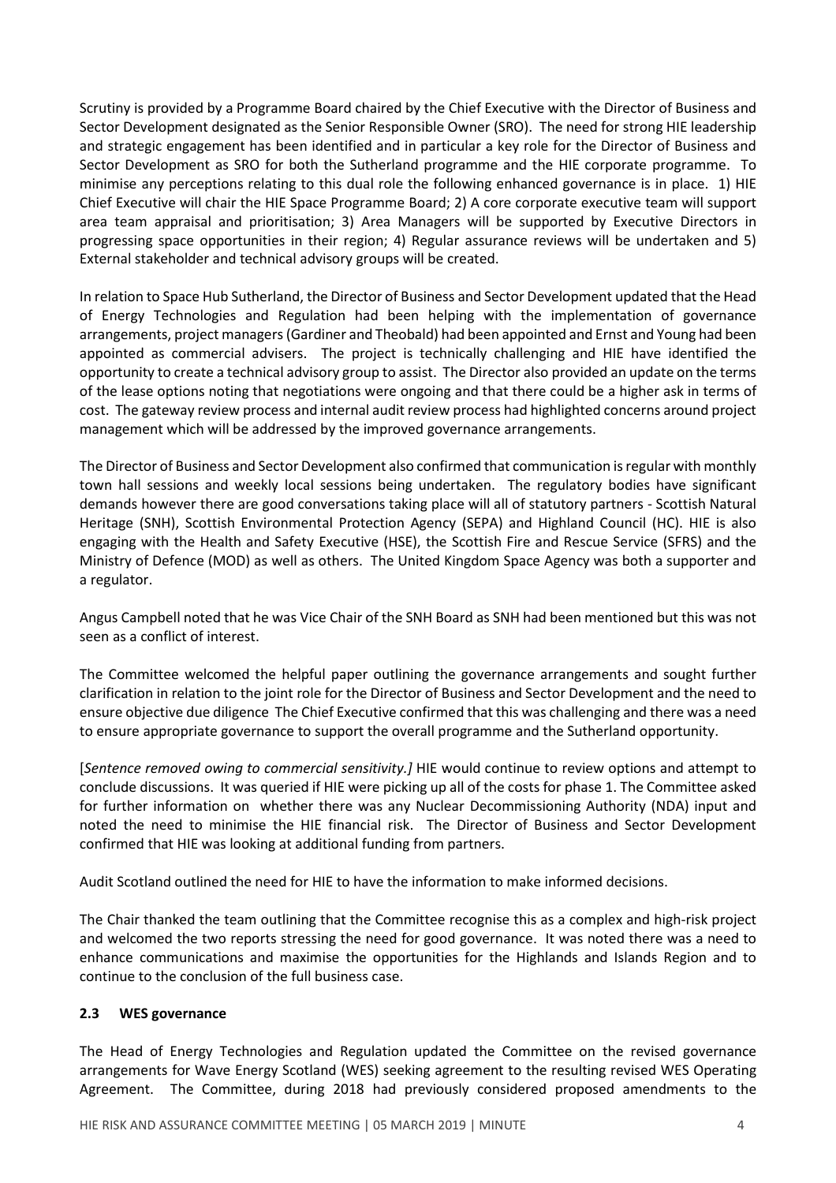Scrutiny is provided by a Programme Board chaired by the Chief Executive with the Director of Business and Sector Development designated as the Senior Responsible Owner (SRO). The need for strong HIE leadership and strategic engagement has been identified and in particular a key role for the Director of Business and Sector Development as SRO for both the Sutherland programme and the HIE corporate programme. To minimise any perceptions relating to this dual role the following enhanced governance is in place. 1) HIE Chief Executive will chair the HIE Space Programme Board; 2) A core corporate executive team will support area team appraisal and prioritisation; 3) Area Managers will be supported by Executive Directors in progressing space opportunities in their region; 4) Regular assurance reviews will be undertaken and 5) External stakeholder and technical advisory groups will be created.

In relation to Space Hub Sutherland, the Director of Business and Sector Development updated that the Head of Energy Technologies and Regulation had been helping with the implementation of governance arrangements, project managers (Gardiner and Theobald) had been appointed and Ernst and Young had been appointed as commercial advisers. The project is technically challenging and HIE have identified the opportunity to create a technical advisory group to assist. The Director also provided an update on the terms of the lease options noting that negotiations were ongoing and that there could be a higher ask in terms of cost. The gateway review process and internal audit review process had highlighted concerns around project management which will be addressed by the improved governance arrangements.

The Director of Business and Sector Development also confirmed that communication is regular with monthly town hall sessions and weekly local sessions being undertaken. The regulatory bodies have significant demands however there are good conversations taking place will all of statutory partners - Scottish Natural Heritage (SNH), Scottish Environmental Protection Agency (SEPA) and Highland Council (HC). HIE is also engaging with the Health and Safety Executive (HSE), the Scottish Fire and Rescue Service (SFRS) and the Ministry of Defence (MOD) as well as others. The United Kingdom Space Agency was both a supporter and a regulator.

Angus Campbell noted that he was Vice Chair of the SNH Board as SNH had been mentioned but this was not seen as a conflict of interest.

The Committee welcomed the helpful paper outlining the governance arrangements and sought further clarification in relation to the joint role for the Director of Business and Sector Development and the need to ensure objective due diligence The Chief Executive confirmed that this was challenging and there was a need to ensure appropriate governance to support the overall programme and the Sutherland opportunity.

[*Sentence removed owing to commercial sensitivity.]* HIE would continue to review options and attempt to conclude discussions. It was queried if HIE were picking up all of the costs for phase 1. The Committee asked for further information on whether there was any Nuclear Decommissioning Authority (NDA) input and noted the need to minimise the HIE financial risk. The Director of Business and Sector Development confirmed that HIE was looking at additional funding from partners.

Audit Scotland outlined the need for HIE to have the information to make informed decisions.

The Chair thanked the team outlining that the Committee recognise this as a complex and high-risk project and welcomed the two reports stressing the need for good governance. It was noted there was a need to enhance communications and maximise the opportunities for the Highlands and Islands Region and to continue to the conclusion of the full business case.

### 2.3 WES governance

The Head of Energy Technologies and Regulation updated the Committee on the revised governance arrangements for Wave Energy Scotland (WES) seeking agreement to the resulting revised WES Operating Agreement. The Committee, during 2018 had previously considered proposed amendments to the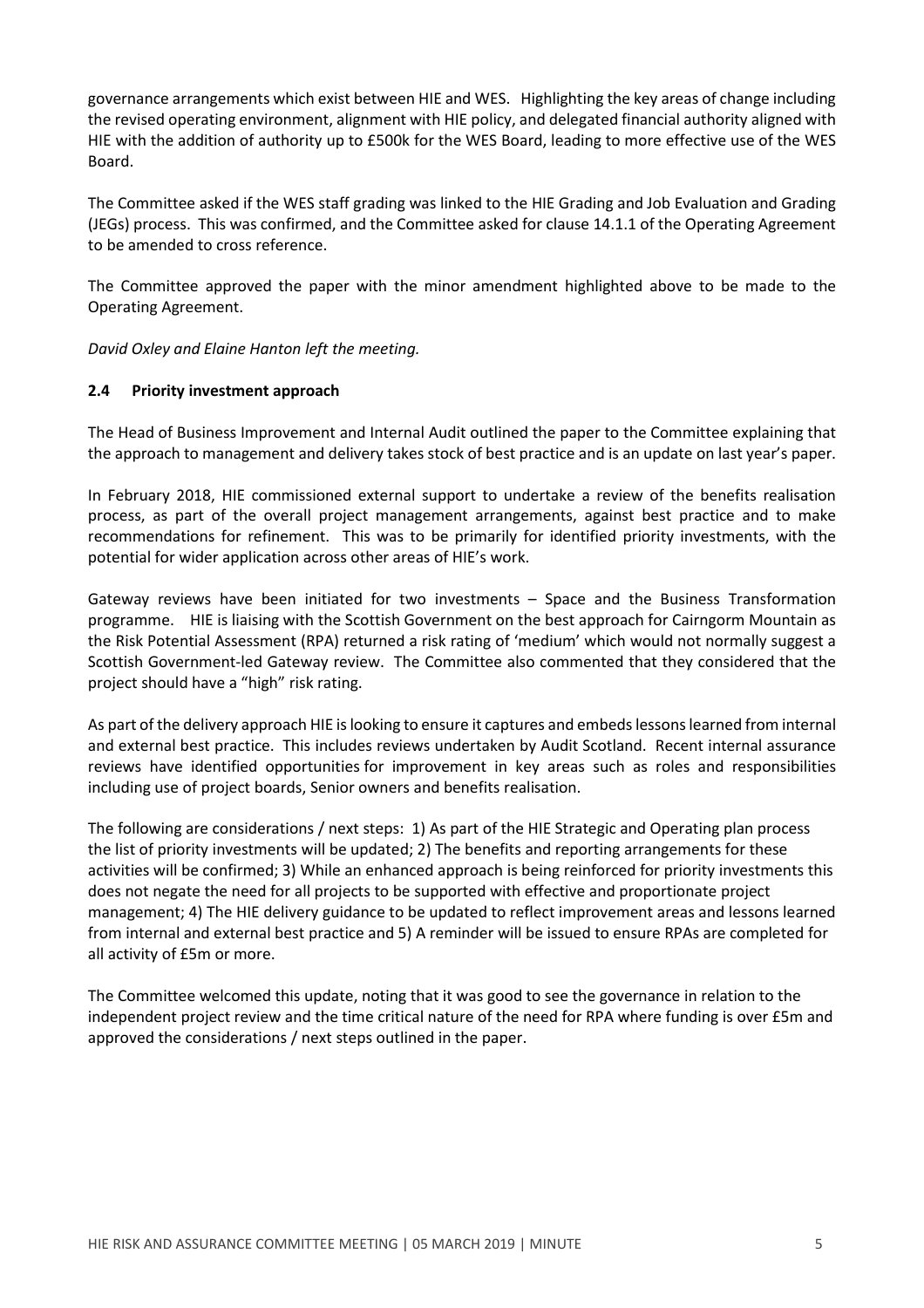governance arrangements which exist between HIE and WES. Highlighting the key areas of change including the revised operating environment, alignment with HIE policy, and delegated financial authority aligned with HIE with the addition of authority up to £500k for the WES Board, leading to more effective use of the WES Board.

The Committee asked if the WES staff grading was linked to the HIE Grading and Job Evaluation and Grading (JEGs) process. This was confirmed, and the Committee asked for clause 14.1.1 of the Operating Agreement to be amended to cross reference.

The Committee approved the paper with the minor amendment highlighted above to be made to the Operating Agreement.

*David Oxley and Elaine Hanton left the meeting.*

### 2.4 Priority investment approach

The Head of Business Improvement and Internal Audit outlined the paper to the Committee explaining that the approach to management and delivery takes stock of best practice and is an update on last year's paper.

In February 2018, HIE commissioned external support to undertake a review of the benefits realisation process, as part of the overall project management arrangements, against best practice and to make recommendations for refinement. This was to be primarily for identified priority investments, with the potential for wider application across other areas of HIE's work.

Gateway reviews have been initiated for two investments – Space and the Business Transformation programme. HIE is liaising with the Scottish Government on the best approach for Cairngorm Mountain as the Risk Potential Assessment (RPA) returned a risk rating of 'medium' which would not normally suggest a Scottish Government-led Gateway review. The Committee also commented that they considered that the project should have a "high" risk rating.

As part of the delivery approach HIE is looking to ensure it captures and embeds lessons learned from internal and external best practice. This includes reviews undertaken by Audit Scotland. Recent internal assurance reviews have identified opportunities for improvement in key areas such as roles and responsibilities including use of project boards, Senior owners and benefits realisation.

The following are considerations / next steps: 1) As part of the HIE Strategic and Operating plan process the list of priority investments will be updated; 2) The benefits and reporting arrangements for these activities will be confirmed; 3) While an enhanced approach is being reinforced for priority investments this does not negate the need for all projects to be supported with effective and proportionate project management; 4) The HIE delivery guidance to be updated to reflect improvement areas and lessons learned from internal and external best practice and 5) A reminder will be issued to ensure RPAs are completed for all activity of £5m or more.

The Committee welcomed this update, noting that it was good to see the governance in relation to the independent project review and the time critical nature of the need for RPA where funding is over £5m and approved the considerations / next steps outlined in the paper.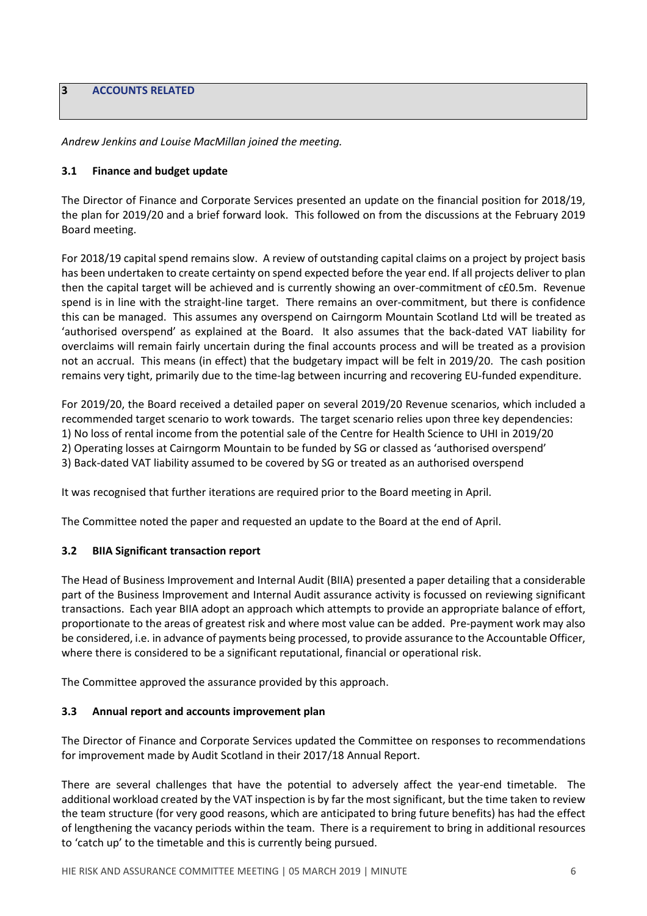## 3 ACCOUNTS RELATED

*Andrew Jenkins and Louise MacMillan joined the meeting.*

### 3.1 Finance and budget update

The Director of Finance and Corporate Services presented an update on the financial position for 2018/19, the plan for 2019/20 and a brief forward look. This followed on from the discussions at the February 2019 Board meeting.

For 2018/19 capital spend remains slow. A review of outstanding capital claims on a project by project basis has been undertaken to create certainty on spend expected before the year end. If all projects deliver to plan then the capital target will be achieved and is currently showing an over-commitment of c£0.5m. Revenue spend is in line with the straight-line target. There remains an over-commitment, but there is confidence this can be managed. This assumes any overspend on Cairngorm Mountain Scotland Ltd will be treated as 'authorised overspend' as explained at the Board. It also assumes that the back-dated VAT liability for overclaims will remain fairly uncertain during the final accounts process and will be treated as a provision not an accrual. This means (in effect) that the budgetary impact will be felt in 2019/20. The cash position remains very tight, primarily due to the time-lag between incurring and recovering EU-funded expenditure.

For 2019/20, the Board received a detailed paper on several 2019/20 Revenue scenarios, which included a recommended target scenario to work towards. The target scenario relies upon three key dependencies:

1) No loss of rental income from the potential sale of the Centre for Health Science to UHI in 2019/20
2) Operating losses at Cairngorm Mountain to be funded by SG or classed as 'authorised overspend'
3) Back-dated VAT liability assumed to be covered by SG or treated as an authorised overspend

It was recognised that further iterations are required prior to the Board meeting in April.

The Committee noted the paper and requested an update to the Board at the end of April.

### 3.2 BIIA Significant transaction report

The Head of Business Improvement and Internal Audit (BIIA) presented a paper detailing that a considerable part of the Business Improvement and Internal Audit assurance activity is focussed on reviewing significant transactions. Each year BIIA adopt an approach which attempts to provide an appropriate balance of effort, proportionate to the areas of greatest risk and where most value can be added. Pre-payment work may also be considered, i.e. in advance of payments being processed, to provide assurance to the Accountable Officer, where there is considered to be a significant reputational, financial or operational risk.

The Committee approved the assurance provided by this approach.

### 3.3 Annual report and accounts improvement plan

The Director of Finance and Corporate Services updated the Committee on responses to recommendations for improvement made by Audit Scotland in their 2017/18 Annual Report.

There are several challenges that have the potential to adversely affect the year-end timetable. The additional workload created by the VAT inspection is by far the most significant, but the time taken to review the team structure (for very good reasons, which are anticipated to bring future benefits) has had the effect of lengthening the vacancy periods within the team. There is a requirement to bring in additional resources to 'catch up' to the timetable and this is currently being pursued.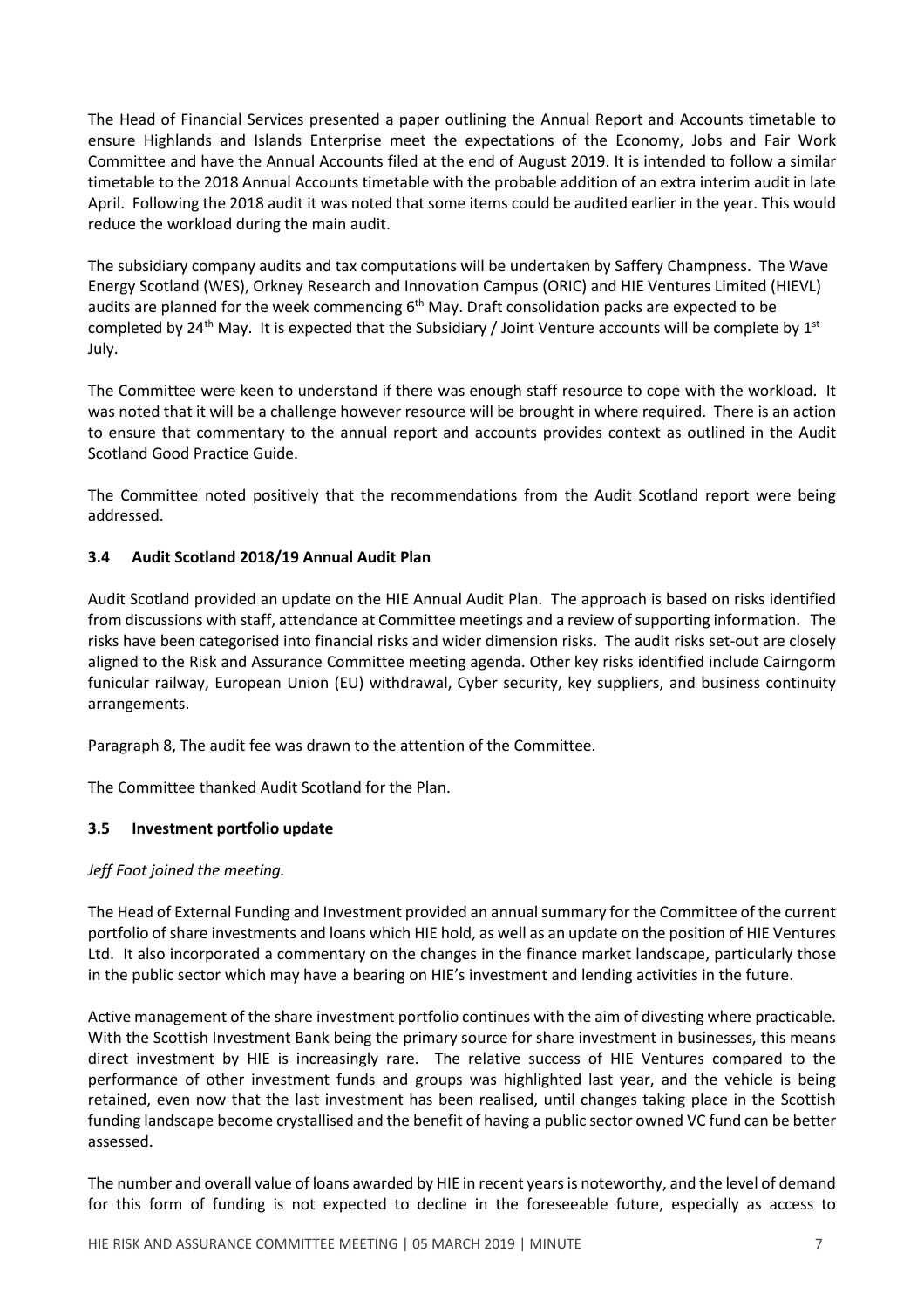The Head of Financial Services presented a paper outlining the Annual Report and Accounts timetable to ensure Highlands and Islands Enterprise meet the expectations of the Economy, Jobs and Fair Work Committee and have the Annual Accounts filed at the end of August 2019. It is intended to follow a similar timetable to the 2018 Annual Accounts timetable with the probable addition of an extra interim audit in late April. Following the 2018 audit it was noted that some items could be audited earlier in the year. This would reduce the workload during the main audit.

The subsidiary company audits and tax computations will be undertaken by Saffery Champness. The Wave Energy Scotland (WES), Orkney Research and Innovation Campus (ORIC) and HIE Ventures Limited (HIEVL) audits are planned for the week commencing 6th May. Draft consolidation packs are expected to be completed by 24th May. It is expected that the Subsidiary / Joint Venture accounts will be complete by 1st July.

The Committee were keen to understand if there was enough staff resource to cope with the workload. It was noted that it will be a challenge however resource will be brought in where required. There is an action to ensure that commentary to the annual report and accounts provides context as outlined in the Audit Scotland Good Practice Guide.

The Committee noted positively that the recommendations from the Audit Scotland report were being addressed.

### 3.4 Audit Scotland 2018/19 Annual Audit Plan

Audit Scotland provided an update on the HIE Annual Audit Plan. The approach is based on risks identified from discussions with staff, attendance at Committee meetings and a review of supporting information. The risks have been categorised into financial risks and wider dimension risks. The audit risks set-out are closely aligned to the Risk and Assurance Committee meeting agenda. Other key risks identified include Cairngorm funicular railway, European Union (EU) withdrawal, Cyber security, key suppliers, and business continuity arrangements.

Paragraph 8, The audit fee was drawn to the attention of the Committee.

The Committee thanked Audit Scotland for the Plan.

### 3.5 Investment portfolio update

*Jeff Foot joined the meeting.*

The Head of External Funding and Investment provided an annual summary for the Committee of the current portfolio of share investments and loans which HIE hold, as well as an update on the position of HIE Ventures Ltd. It also incorporated a commentary on the changes in the finance market landscape, particularly those in the public sector which may have a bearing on HIE's investment and lending activities in the future.

Active management of the share investment portfolio continues with the aim of divesting where practicable. With the Scottish Investment Bank being the primary source for share investment in businesses, this means direct investment by HIE is increasingly rare. The relative success of HIE Ventures compared to the performance of other investment funds and groups was highlighted last year, and the vehicle is being retained, even now that the last investment has been realised, until changes taking place in the Scottish funding landscape become crystallised and the benefit of having a public sector owned VC fund can be better assessed.

The number and overall value of loans awarded by HIE in recent years is noteworthy, and the level of demand for this form of funding is not expected to decline in the foreseeable future, especially as access to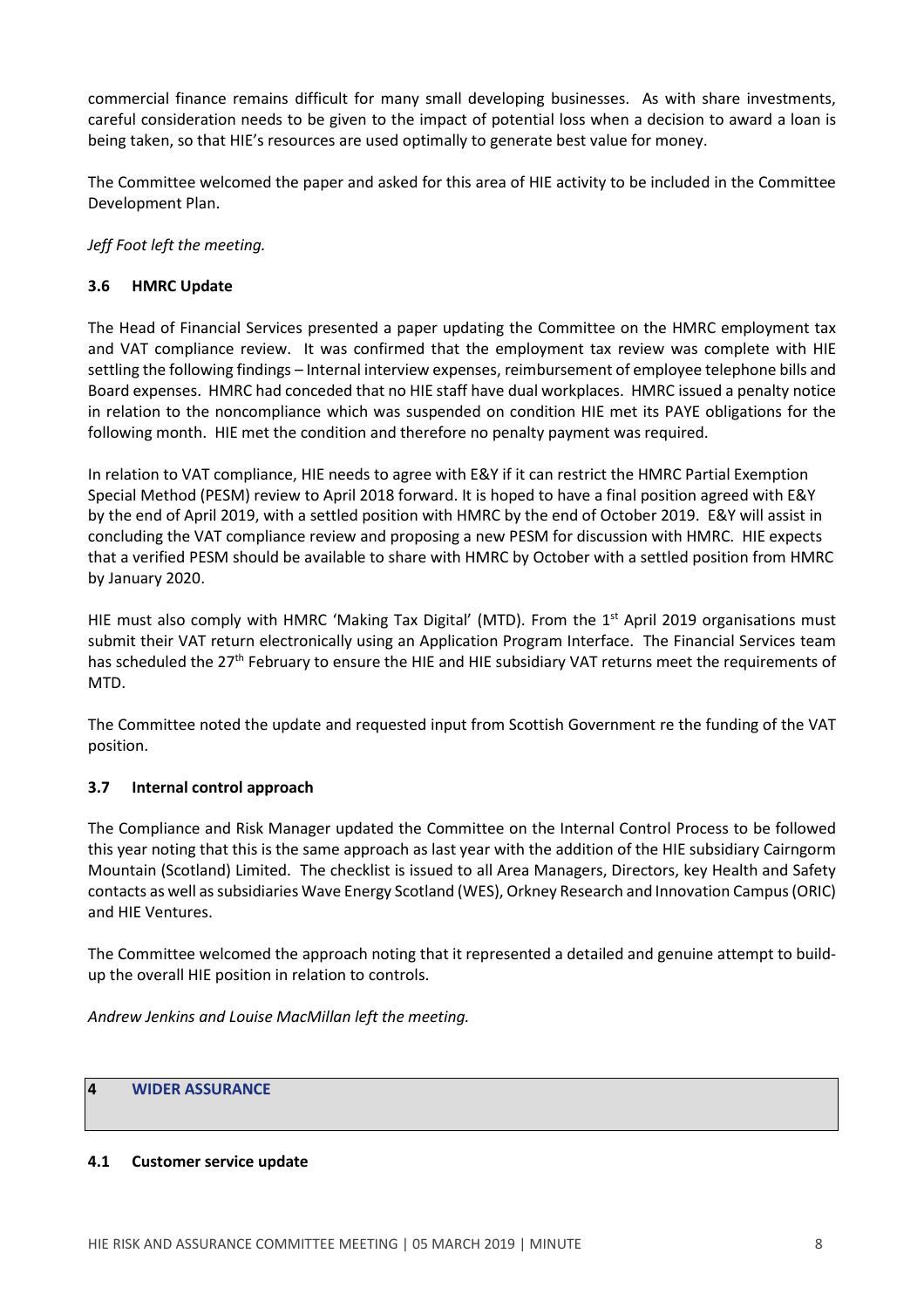commercial finance remains difficult for many small developing businesses. As with share investments, careful consideration needs to be given to the impact of potential loss when a decision to award a loan is being taken, so that HIE's resources are used optimally to generate best value for money.

The Committee welcomed the paper and asked for this area of HIE activity to be included in the Committee Development Plan.

*Jeff Foot left the meeting.*

### 3.6 HMRC Update

The Head of Financial Services presented a paper updating the Committee on the HMRC employment tax and VAT compliance review. It was confirmed that the employment tax review was complete with HIE settling the following findings – Internal interview expenses, reimbursement of employee telephone bills and Board expenses. HMRC had conceded that no HIE staff have dual workplaces. HMRC issued a penalty notice in relation to the noncompliance which was suspended on condition HIE met its PAYE obligations for the following month. HIE met the condition and therefore no penalty payment was required.

In relation to VAT compliance, HIE needs to agree with E&Y if it can restrict the HMRC Partial Exemption Special Method (PESM) review to April 2018 forward. It is hoped to have a final position agreed with E&Y by the end of April 2019, with a settled position with HMRC by the end of October 2019. E&Y will assist in concluding the VAT compliance review and proposing a new PESM for discussion with HMRC. HIE expects that a verified PESM should be available to share with HMRC by October with a settled position from HMRC by January 2020.

HIE must also comply with HMRC 'Making Tax Digital' (MTD). From the 1st April 2019 organisations must submit their VAT return electronically using an Application Program Interface. The Financial Services team has scheduled the 27th February to ensure the HIE and HIE subsidiary VAT returns meet the requirements of MTD.

The Committee noted the update and requested input from Scottish Government re the funding of the VAT position.

### 3.7 Internal control approach

The Compliance and Risk Manager updated the Committee on the Internal Control Process to be followed this year noting that this is the same approach as last year with the addition of the HIE subsidiary Cairngorm Mountain (Scotland) Limited. The checklist is issued to all Area Managers, Directors, key Health and Safety contacts as well as subsidiaries Wave Energy Scotland (WES), Orkney Research and Innovation Campus (ORIC) and HIE Ventures.

The Committee welcomed the approach noting that it represented a detailed and genuine attempt to build-up the overall HIE position in relation to controls.

*Andrew Jenkins and Louise MacMillan left the meeting.*

## 4 WIDER ASSURANCE

### 4.1 Customer service update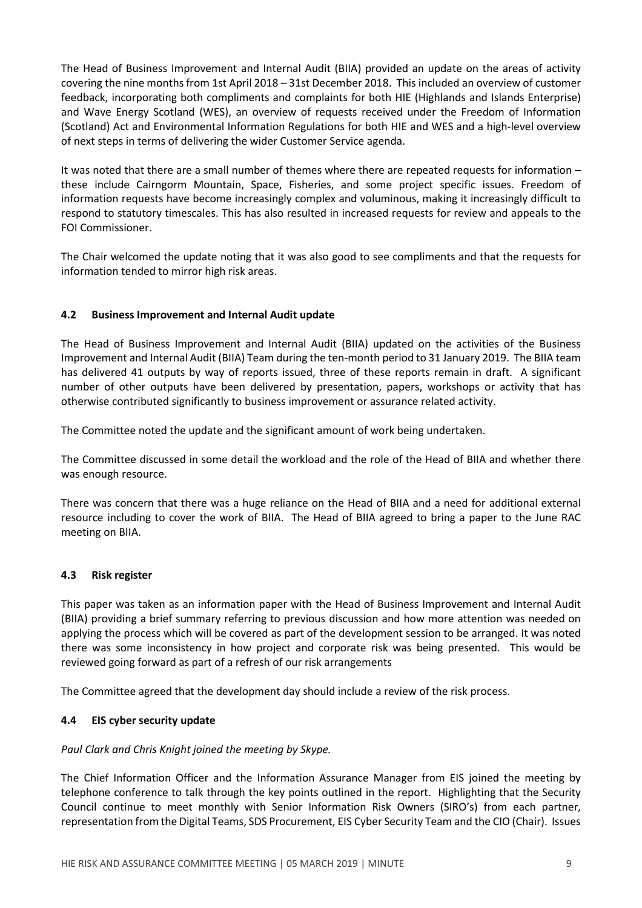The Head of Business Improvement and Internal Audit (BIIA) provided an update on the areas of activity covering the nine months from 1st April 2018 – 31st December 2018. This included an overview of customer feedback, incorporating both compliments and complaints for both HIE (Highlands and Islands Enterprise) and Wave Energy Scotland (WES), an overview of requests received under the Freedom of Information (Scotland) Act and Environmental Information Regulations for both HIE and WES and a high-level overview of next steps in terms of delivering the wider Customer Service agenda.

It was noted that there are a small number of themes where there are repeated requests for information – these include Cairngorm Mountain, Space, Fisheries, and some project specific issues. Freedom of information requests have become increasingly complex and voluminous, making it increasingly difficult to respond to statutory timescales. This has also resulted in increased requests for review and appeals to the FOI Commissioner.

The Chair welcomed the update noting that it was also good to see compliments and that the requests for information tended to mirror high risk areas.

### 4.2 Business Improvement and Internal Audit update

The Head of Business Improvement and Internal Audit (BIIA) updated on the activities of the Business Improvement and Internal Audit (BIIA) Team during the ten-month period to 31 January 2019. The BIIA team has delivered 41 outputs by way of reports issued, three of these reports remain in draft. A significant number of other outputs have been delivered by presentation, papers, workshops or activity that has otherwise contributed significantly to business improvement or assurance related activity.

The Committee noted the update and the significant amount of work being undertaken.

The Committee discussed in some detail the workload and the role of the Head of BIIA and whether there was enough resource.

There was concern that there was a huge reliance on the Head of BIIA and a need for additional external resource including to cover the work of BIIA. The Head of BIIA agreed to bring a paper to the June RAC meeting on BIIA.

### 4.3 Risk register

This paper was taken as an information paper with the Head of Business Improvement and Internal Audit (BIIA) providing a brief summary referring to previous discussion and how more attention was needed on applying the process which will be covered as part of the development session to be arranged. It was noted there was some inconsistency in how project and corporate risk was being presented. This would be reviewed going forward as part of a refresh of our risk arrangements

The Committee agreed that the development day should include a review of the risk process.

### 4.4 EIS cyber security update

*Paul Clark and Chris Knight joined the meeting by Skype.*

The Chief Information Officer and the Information Assurance Manager from EIS joined the meeting by telephone conference to talk through the key points outlined in the report. Highlighting that the Security Council continue to meet monthly with Senior Information Risk Owners (SIRO's) from each partner, representation from the Digital Teams, SDS Procurement, EIS Cyber Security Team and the CIO (Chair). Issues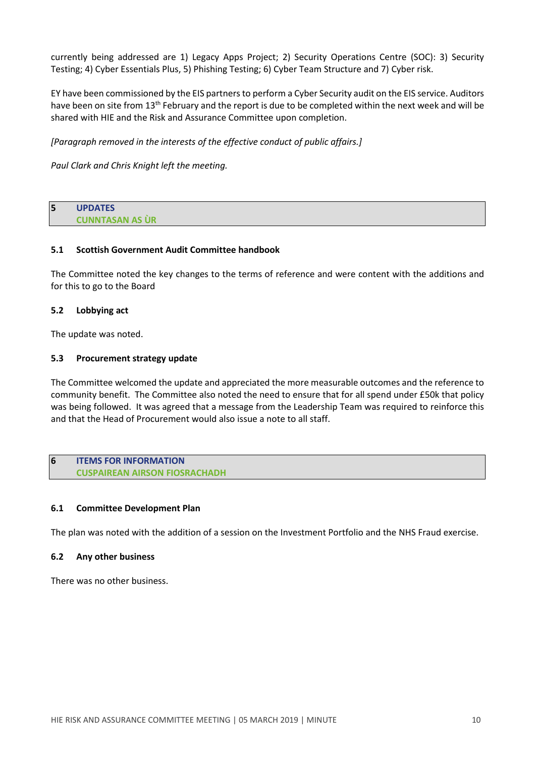currently being addressed are 1) Legacy Apps Project; 2) Security Operations Centre (SOC): 3) Security Testing; 4) Cyber Essentials Plus, 5) Phishing Testing; 6) Cyber Team Structure and 7) Cyber risk.

EY have been commissioned by the EIS partners to perform a Cyber Security audit on the EIS service. Auditors have been on site from 13th February and the report is due to be completed within the next week and will be shared with HIE and the Risk and Assurance Committee upon completion.

*[Paragraph removed in the interests of the effective conduct of public affairs.]*

*Paul Clark and Chris Knight left the meeting.*

## 5 UPDATES
## CUNNTASAN AS ÙR

### 5.1 Scottish Government Audit Committee handbook

The Committee noted the key changes to the terms of reference and were content with the additions and for this to go to the Board

### 5.2 Lobbying act

The update was noted.

### 5.3 Procurement strategy update

The Committee welcomed the update and appreciated the more measurable outcomes and the reference to community benefit. The Committee also noted the need to ensure that for all spend under £50k that policy was being followed. It was agreed that a message from the Leadership Team was required to reinforce this and that the Head of Procurement would also issue a note to all staff.

## 6 ITEMS FOR INFORMATION
## CUSPAIREAN AIRSON FIOSRACHADH

### 6.1 Committee Development Plan

The plan was noted with the addition of a session on the Investment Portfolio and the NHS Fraud exercise.

### 6.2 Any other business

There was no other business.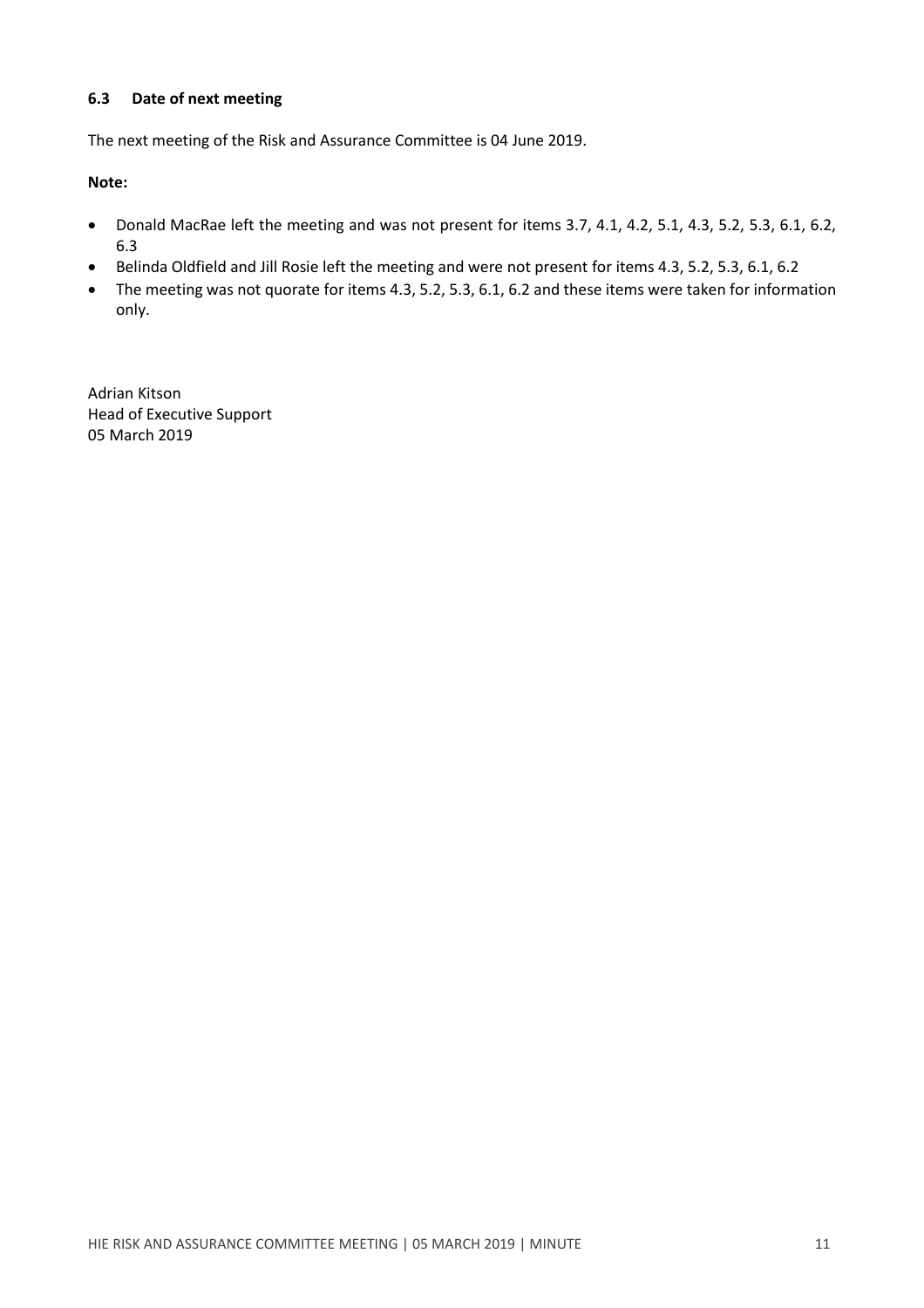### 6.3 Date of next meeting

The next meeting of the Risk and Assurance Committee is 04 June 2019.

**Note:**

- Donald MacRae left the meeting and was not present for items 3.7, 4.1, 4.2, 5.1, 4.3, 5.2, 5.3, 6.1, 6.2, 6.3
- Belinda Oldfield and Jill Rosie left the meeting and were not present for items 4.3, 5.2, 5.3, 6.1, 6.2
- The meeting was not quorate for items 4.3, 5.2, 5.3, 6.1, 6.2 and these items were taken for information only.

Adrian Kitson
Head of Executive Support
05 March 2019